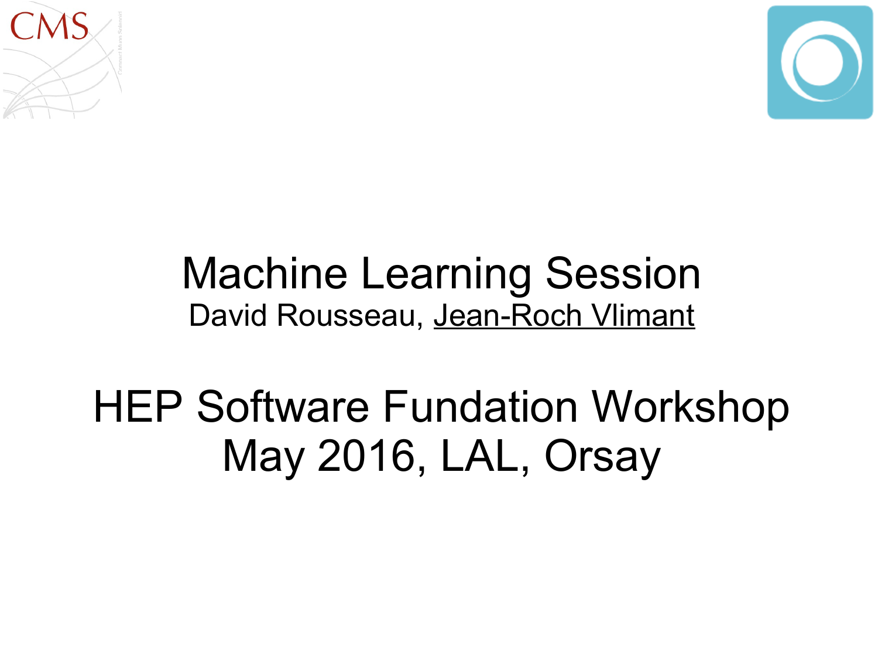# Machine Learning Session

David Rousseau, Jean-Roch Vlimant

## HEP Software Fundation Workshop

## May 2016, LAL, Orsay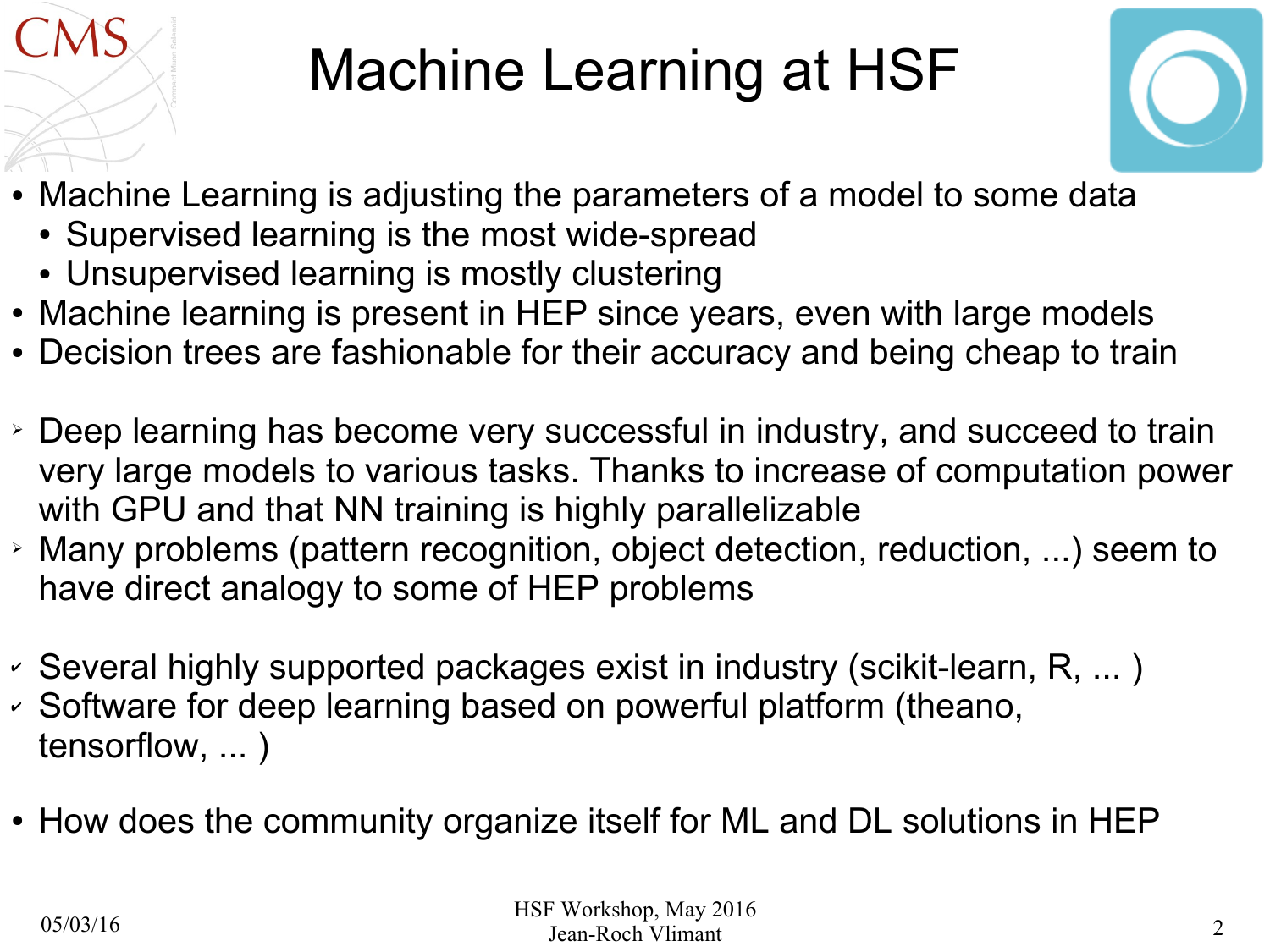# Machine Learning at HSF

- Machine Learning is adjusting the parameters of a model to some data
  - Supervised learning is the most wide-spread
  - Unsupervised learning is mostly clustering
- Machine learning is present in HEP since years, even with large models
- Decision trees are fashionable for their accuracy and being cheap to train

- Deep learning has become very successful in industry, and succeed to train very large models to various tasks. Thanks to increase of computation power with GPU and that NN training is highly parallelizable
- Many problems (pattern recognition, object detection, reduction, ...) seem to have direct analogy to some of HEP problems

- Several highly supported packages exist in industry (scikit-learn, R, ... )
- Software for deep learning based on powerful platform (theano, tensorflow, ... )

- How does the community organize itself for ML and DL solutions in HEP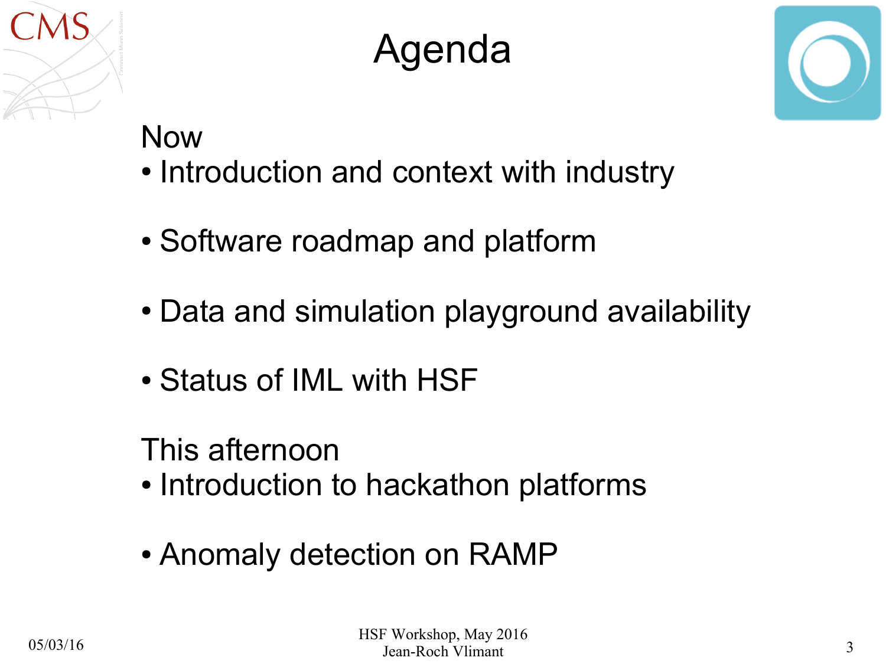# Agenda

Now

- Introduction and context with industry
- Software roadmap and platform
- Data and simulation playground availability
- Status of IML with HSF

This afternoon

- Introduction to hackathon platforms
- Anomaly detection on RAMP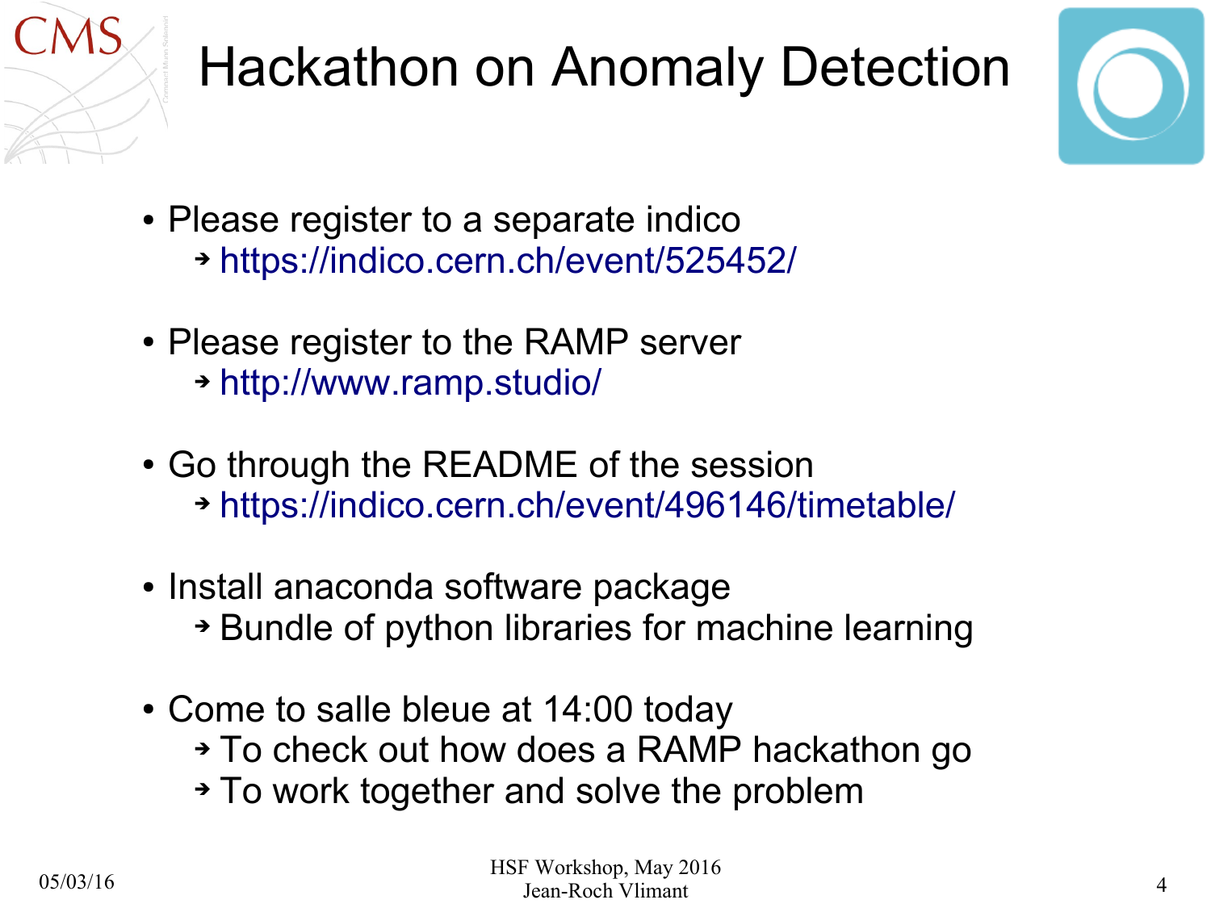# Hackathon on Anomaly Detection

- Please register to a separate indico
  - https://indico.cern.ch/event/525452/
- Please register to the RAMP server
  - http://www.ramp.studio/
- Go through the README of the session
  - https://indico.cern.ch/event/496146/timetable/
- Install anaconda software package
  - Bundle of python libraries for machine learning
- Come to salle bleue at 14:00 today
  - To check out how does a RAMP hackathon go
  - To work together and solve the problem